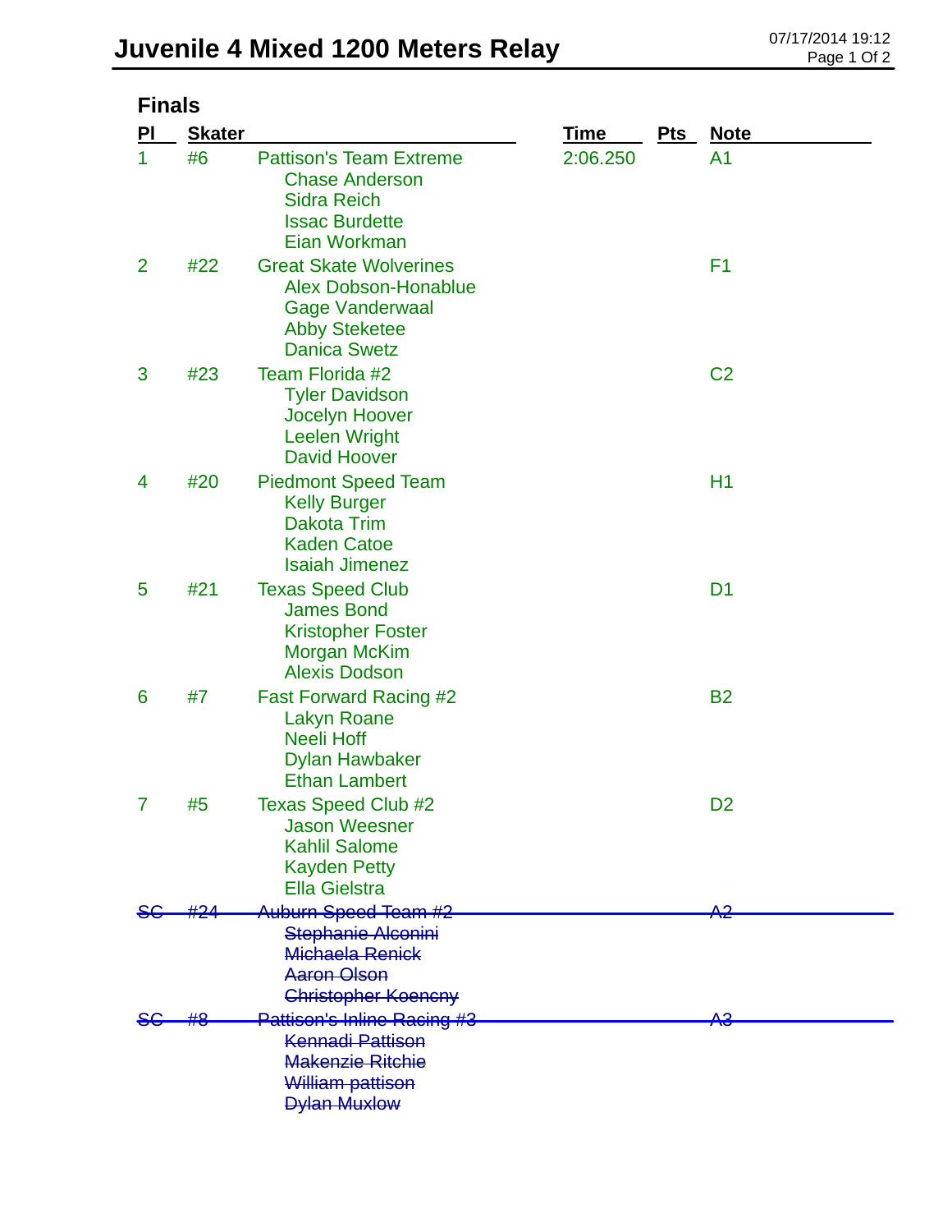# Juvenile 4 Mixed 1200 Meters Relay

07/17/2014 19:12

## Finals

| Pl | Skater | | Time | Pts | Note |
|---|---|---|---|---|---|
| 1 | #6 | Pattison's Team Extreme<br>Chase Anderson<br>Sidra Reich<br>Issac Burdette<br>Eian Workman | 2:06.250 | | A1 |
| 2 | #22 | Great Skate Wolverines<br>Alex Dobson-Honablue<br>Gage Vanderwaal<br>Abby Steketee<br>Danica Swetz | | | F1 |
| 3 | #23 | Team Florida #2<br>Tyler Davidson<br>Jocelyn Hoover<br>Leelen Wright<br>David Hoover | | | C2 |
| 4 | #20 | Piedmont Speed Team<br>Kelly Burger<br>Dakota Trim<br>Kaden Catoe<br>Isaiah Jimenez | | | H1 |
| 5 | #21 | Texas Speed Club<br>James Bond<br>Kristopher Foster<br>Morgan McKim<br>Alexis Dodson | | | D1 |
| 6 | #7 | Fast Forward Racing #2<br>Lakyn Roane<br>Neeli Hoff<br>Dylan Hawbaker<br>Ethan Lambert | | | B2 |
| 7 | #5 | Texas Speed Club #2<br>Jason Weesner<br>Kahlil Salome<br>Kayden Petty<br>Ella Gielstra | | | D2 |
| ~~SC~~ | ~~#24~~ | ~~Auburn Speed Team #2~~<br>~~Stephanie Alconini~~<br>~~Michaela Renick~~<br>~~Aaron Olson~~<br>~~Christopher Koencny~~ | | | ~~A2~~ |
| ~~SC~~ | ~~#8~~ | ~~Pattison's Inline Racing #3~~<br>~~Kennadi Pattison~~<br>~~Makenzie Ritchie~~<br>~~William pattison~~<br>~~Dylan Muxlow~~ | | | ~~A3~~ |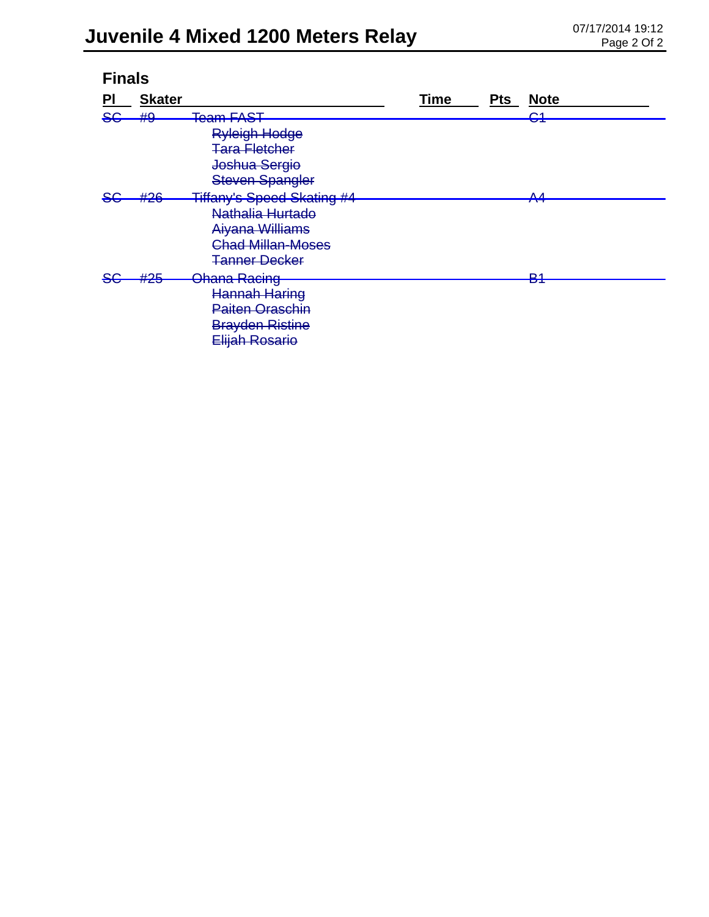# Juvenile 4 Mixed 1200 Meters Relay

07/17/2014 19:12

## Finals

| Pl | Skater | | Time | Pts | Note |
|---|---|---|---|---|---|
| ~~SC~~ | ~~#9~~ | ~~Team FAST~~ | | | ~~C1~~ |
| | | ~~Ryleigh Hodge~~ | | | |
| | | ~~Tara Fletcher~~ | | | |
| | | ~~Joshua Sergio~~ | | | |
| | | ~~Steven Spangler~~ | | | |
| ~~SC~~ | ~~#26~~ | ~~Tiffany's Speed Skating #4~~ | | | ~~A4~~ |
| | | ~~Nathalia Hurtado~~ | | | |
| | | ~~Aiyana Williams~~ | | | |
| | | ~~Chad Millan-Moses~~ | | | |
| | | ~~Tanner Decker~~ | | | |
| ~~SC~~ | ~~#25~~ | ~~Ohana Racing~~ | | | ~~B1~~ |
| | | ~~Hannah Haring~~ | | | |
| | | ~~Paiten Oraschin~~ | | | |
| | | ~~Brayden Ristine~~ | | | |
| | | ~~Elijah Rosario~~ | | | |